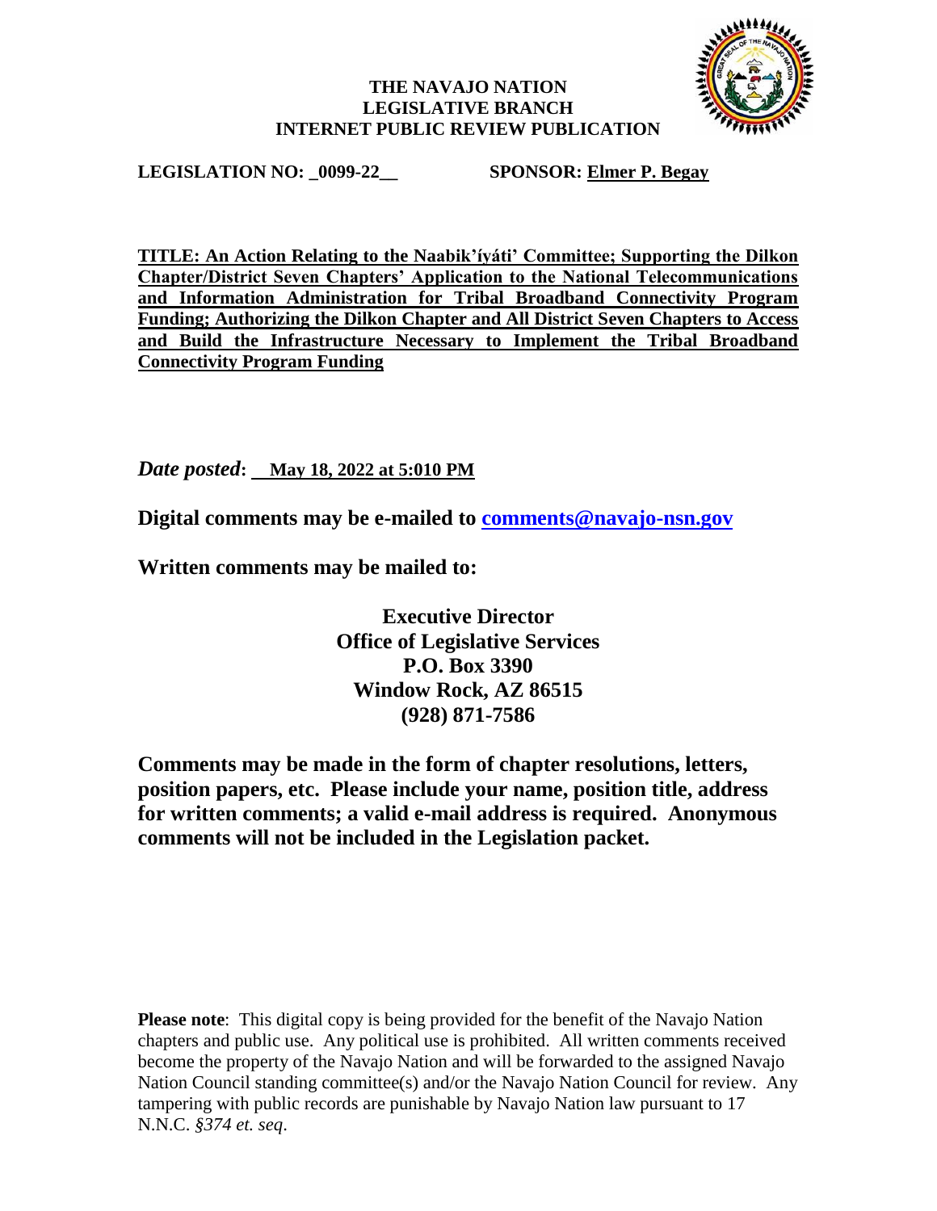**THE NAVAJO NATION**
**LEGISLATIVE BRANCH**
**INTERNET PUBLIC REVIEW PUBLICATION**

**LEGISLATION NO: _0099-22__** **SPONSOR: Elmer P. Begay**

**TITLE: An Action Relating to the Naabik'íyáti' Committee; Supporting the Dilkon Chapter/District Seven Chapters' Application to the National Telecommunications and Information Administration for Tribal Broadband Connectivity Program Funding; Authorizing the Dilkon Chapter and All District Seven Chapters to Access and Build the Infrastructure Necessary to Implement the Tribal Broadband Connectivity Program Funding**

***Date posted*: May 18, 2022 at 5:010 PM**

**Digital comments may be e-mailed to comments@navajo-nsn.gov**

**Written comments may be mailed to:**

**Executive Director**
**Office of Legislative Services**
**P.O. Box 3390**
**Window Rock, AZ 86515**
**(928) 871-7586**

**Comments may be made in the form of chapter resolutions, letters, position papers, etc. Please include your name, position title, address for written comments; a valid e-mail address is required. Anonymous comments will not be included in the Legislation packet.**

**Please note**: This digital copy is being provided for the benefit of the Navajo Nation chapters and public use. Any political use is prohibited. All written comments received become the property of the Navajo Nation and will be forwarded to the assigned Navajo Nation Council standing committee(s) and/or the Navajo Nation Council for review. Any tampering with public records are punishable by Navajo Nation law pursuant to 17 N.N.C. *§374 et. seq*.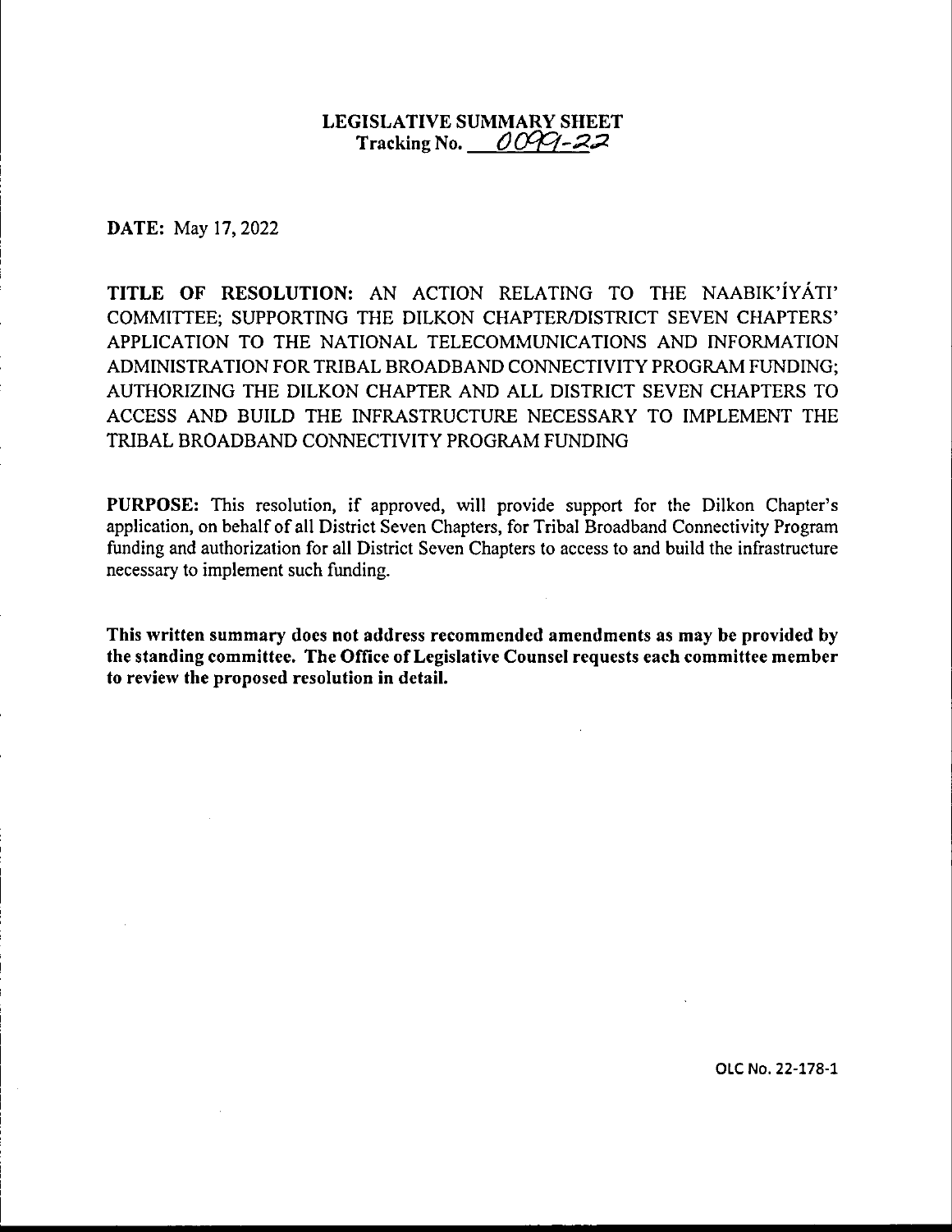# LEGISLATIVE SUMMARY SHEET

**Tracking No. 0099-22**

**DATE:** May 17, 2022

**TITLE OF RESOLUTION:** AN ACTION RELATING TO THE NAABIK'ÍYÁTI' COMMITTEE; SUPPORTING THE DILKON CHAPTER/DISTRICT SEVEN CHAPTERS' APPLICATION TO THE NATIONAL TELECOMMUNICATIONS AND INFORMATION ADMINISTRATION FOR TRIBAL BROADBAND CONNECTIVITY PROGRAM FUNDING; AUTHORIZING THE DILKON CHAPTER AND ALL DISTRICT SEVEN CHAPTERS TO ACCESS AND BUILD THE INFRASTRUCTURE NECESSARY TO IMPLEMENT THE TRIBAL BROADBAND CONNECTIVITY PROGRAM FUNDING

**PURPOSE:** This resolution, if approved, will provide support for the Dilkon Chapter's application, on behalf of all District Seven Chapters, for Tribal Broadband Connectivity Program funding and authorization for all District Seven Chapters to access to and build the infrastructure necessary to implement such funding.

**This written summary does not address recommended amendments as may be provided by the standing committee. The Office of Legislative Counsel requests each committee member to review the proposed resolution in detail.**

OLC No. 22-178-1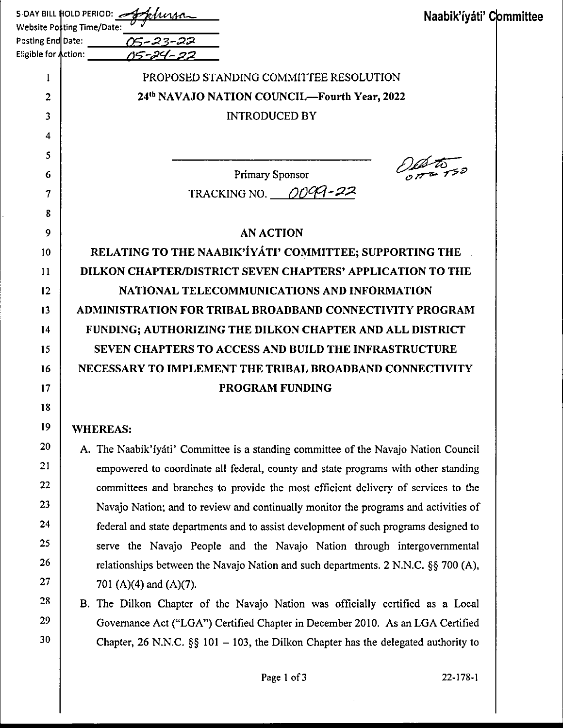5-DAY BILL HOLD PERIOD: [signature]
Website Posting Time/Date:
Posting End Date: 05-23-22
Eligible for Action: 05-24-22

**Naabik'íyáti' Committee**

PROPOSED STANDING COMMITTEE RESOLUTION

**24th NAVAJO NATION COUNCIL—Fourth Year, 2022**

INTRODUCED BY

Primary Sponsor

TRACKING NO. 0099-22

## AN ACTION

## RELATING TO THE NAABIK'ÍYÁTI' COMMITTEE; SUPPORTING THE DILKON CHAPTER/DISTRICT SEVEN CHAPTERS' APPLICATION TO THE NATIONAL TELECOMMUNICATIONS AND INFORMATION ADMINISTRATION FOR TRIBAL BROADBAND CONNECTIVITY PROGRAM FUNDING; AUTHORIZING THE DILKON CHAPTER AND ALL DISTRICT SEVEN CHAPTERS TO ACCESS AND BUILD THE INFRASTRUCTURE NECESSARY TO IMPLEMENT THE TRIBAL BROADBAND CONNECTIVITY PROGRAM FUNDING

**WHEREAS:**

A. The Naabik'íyáti' Committee is a standing committee of the Navajo Nation Council empowered to coordinate all federal, county and state programs with other standing committees and branches to provide the most efficient delivery of services to the Navajo Nation; and to review and continually monitor the programs and activities of federal and state departments and to assist development of such programs designed to serve the Navajo People and the Navajo Nation through intergovernmental relationships between the Navajo Nation and such departments. 2 N.N.C. §§ 700 (A), 701 (A)(4) and (A)(7).

B. The Dilkon Chapter of the Navajo Nation was officially certified as a Local Governance Act ("LGA") Certified Chapter in December 2010. As an LGA Certified Chapter, 26 N.N.C. §§ 101 – 103, the Dilkon Chapter has the delegated authority to

22-178-1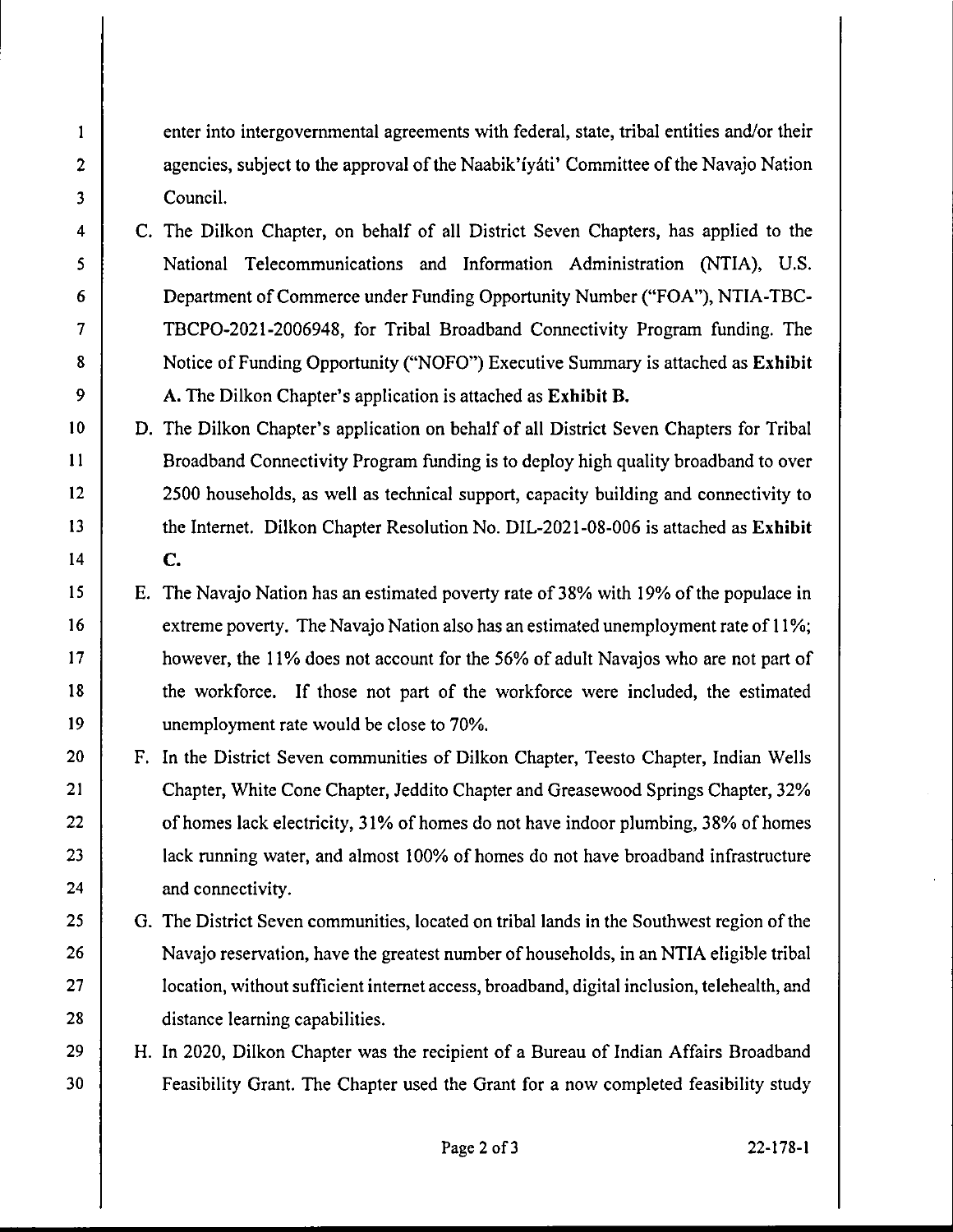enter into intergovernmental agreements with federal, state, tribal entities and/or their agencies, subject to the approval of the Naabik'íyáti' Committee of the Navajo Nation Council.

C. The Dilkon Chapter, on behalf of all District Seven Chapters, has applied to the National Telecommunications and Information Administration (NTIA), U.S. Department of Commerce under Funding Opportunity Number ("FOA"), NTIA-TBC-TBCPO-2021-2006948, for Tribal Broadband Connectivity Program funding. The Notice of Funding Opportunity ("NOFO") Executive Summary is attached as **Exhibit A.** The Dilkon Chapter's application is attached as **Exhibit B.**

D. The Dilkon Chapter's application on behalf of all District Seven Chapters for Tribal Broadband Connectivity Program funding is to deploy high quality broadband to over 2500 households, as well as technical support, capacity building and connectivity to the Internet. Dilkon Chapter Resolution No. DIL-2021-08-006 is attached as **Exhibit C.**

E. The Navajo Nation has an estimated poverty rate of 38% with 19% of the populace in extreme poverty. The Navajo Nation also has an estimated unemployment rate of 11%; however, the 11% does not account for the 56% of adult Navajos who are not part of the workforce. If those not part of the workforce were included, the estimated unemployment rate would be close to 70%.

F. In the District Seven communities of Dilkon Chapter, Teesto Chapter, Indian Wells Chapter, White Cone Chapter, Jeddito Chapter and Greasewood Springs Chapter, 32% of homes lack electricity, 31% of homes do not have indoor plumbing, 38% of homes lack running water, and almost 100% of homes do not have broadband infrastructure and connectivity.

G. The District Seven communities, located on tribal lands in the Southwest region of the Navajo reservation, have the greatest number of households, in an NTIA eligible tribal location, without sufficient internet access, broadband, digital inclusion, telehealth, and distance learning capabilities.

H. In 2020, Dilkon Chapter was the recipient of a Bureau of Indian Affairs Broadband Feasibility Grant. The Chapter used the Grant for a now completed feasibility study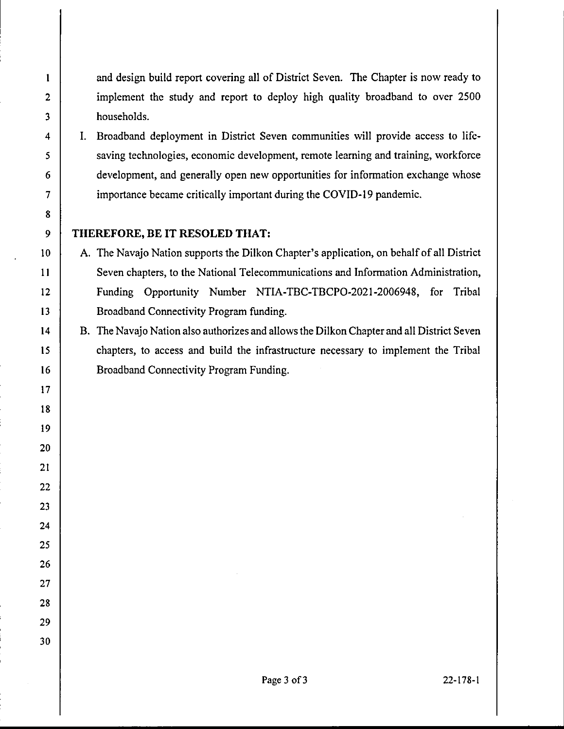and design build report covering all of District Seven. The Chapter is now ready to implement the study and report to deploy high quality broadband to over 2500 households.

I. Broadband deployment in District Seven communities will provide access to life-saving technologies, economic development, remote learning and training, workforce development, and generally open new opportunities for information exchange whose importance became critically important during the COVID-19 pandemic.

**THEREFORE, BE IT RESOLED THAT:**

A. The Navajo Nation supports the Dilkon Chapter's application, on behalf of all District Seven chapters, to the National Telecommunications and Information Administration, Funding Opportunity Number NTIA-TBC-TBCPO-2021-2006948, for Tribal Broadband Connectivity Program funding.

B. The Navajo Nation also authorizes and allows the Dilkon Chapter and all District Seven chapters, to access and build the infrastructure necessary to implement the Tribal Broadband Connectivity Program Funding.

22-178-1